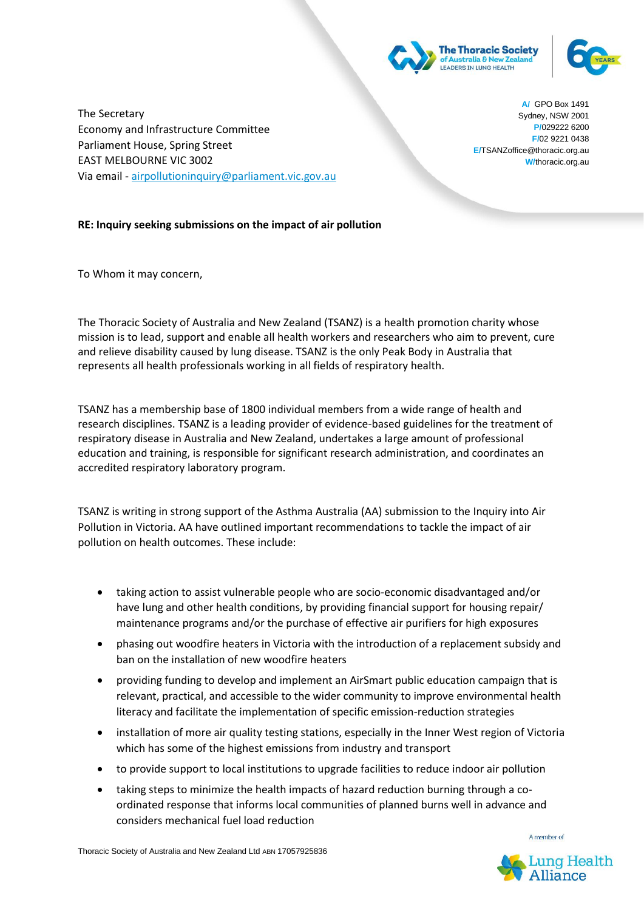The Secretary
Economy and Infrastructure Committee
Parliament House, Spring Street
EAST MELBOURNE VIC 3002
Via email - airpollutioninquiry@parliament.vic.gov.au

A/ GPO Box 1491
Sydney, NSW 2001
P/029222 6200
F/02 9221 0438
E/TSANZoffice@thoracic.org.au
W/thoracic.org.au

**RE: Inquiry seeking submissions on the impact of air pollution**

To Whom it may concern,

The Thoracic Society of Australia and New Zealand (TSANZ) is a health promotion charity whose mission is to lead, support and enable all health workers and researchers who aim to prevent, cure and relieve disability caused by lung disease. TSANZ is the only Peak Body in Australia that represents all health professionals working in all fields of respiratory health.

TSANZ has a membership base of 1800 individual members from a wide range of health and research disciplines. TSANZ is a leading provider of evidence-based guidelines for the treatment of respiratory disease in Australia and New Zealand, undertakes a large amount of professional education and training, is responsible for significant research administration, and coordinates an accredited respiratory laboratory program.

TSANZ is writing in strong support of the Asthma Australia (AA) submission to the Inquiry into Air Pollution in Victoria. AA have outlined important recommendations to tackle the impact of air pollution on health outcomes. These include:

- taking action to assist vulnerable people who are socio-economic disadvantaged and/or have lung and other health conditions, by providing financial support for housing repair/ maintenance programs and/or the purchase of effective air purifiers for high exposures
- phasing out woodfire heaters in Victoria with the introduction of a replacement subsidy and ban on the installation of new woodfire heaters
- providing funding to develop and implement an AirSmart public education campaign that is relevant, practical, and accessible to the wider community to improve environmental health literacy and facilitate the implementation of specific emission-reduction strategies
- installation of more air quality testing stations, especially in the Inner West region of Victoria which has some of the highest emissions from industry and transport
- to provide support to local institutions to upgrade facilities to reduce indoor air pollution
- taking steps to minimize the health impacts of hazard reduction burning through a co-ordinated response that informs local communities of planned burns well in advance and considers mechanical fuel load reduction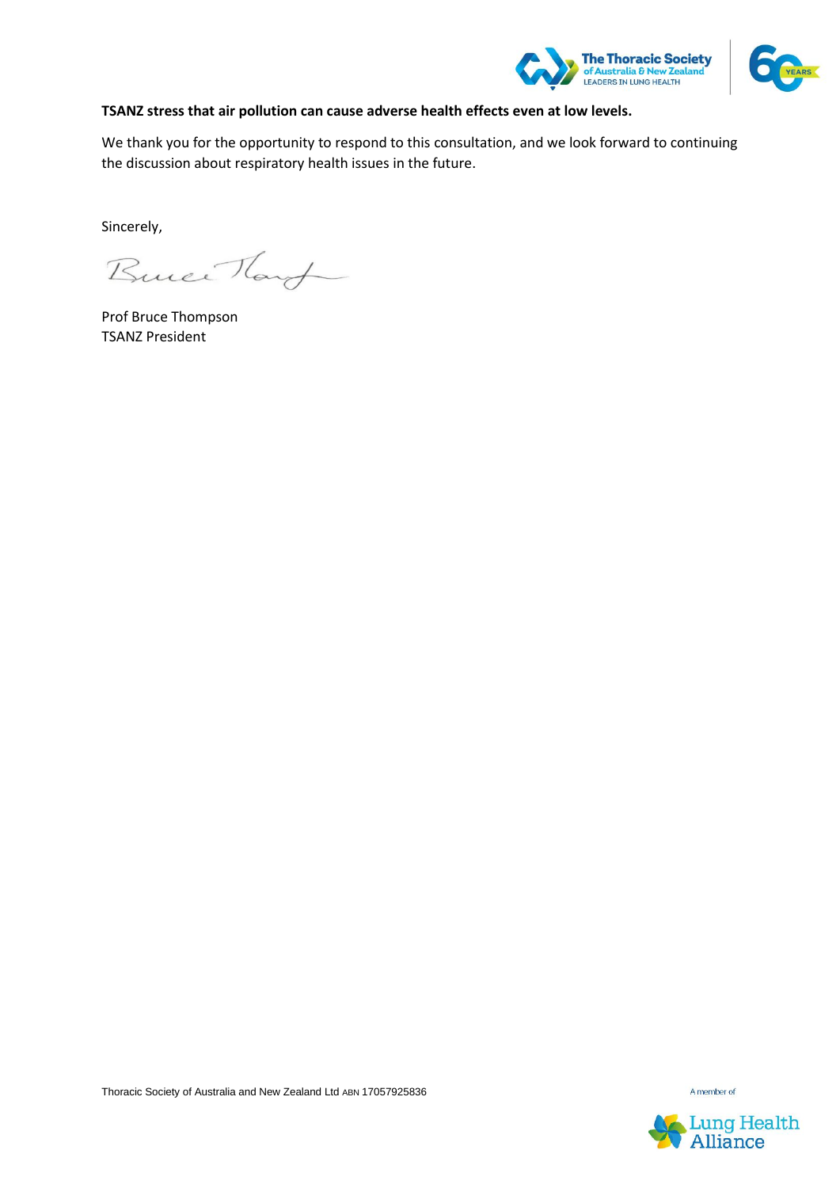**TSANZ stress that air pollution can cause adverse health effects even at low levels.**

We thank you for the opportunity to respond to this consultation, and we look forward to continuing the discussion about respiratory health issues in the future.

Sincerely,

Prof Bruce Thompson
TSANZ President